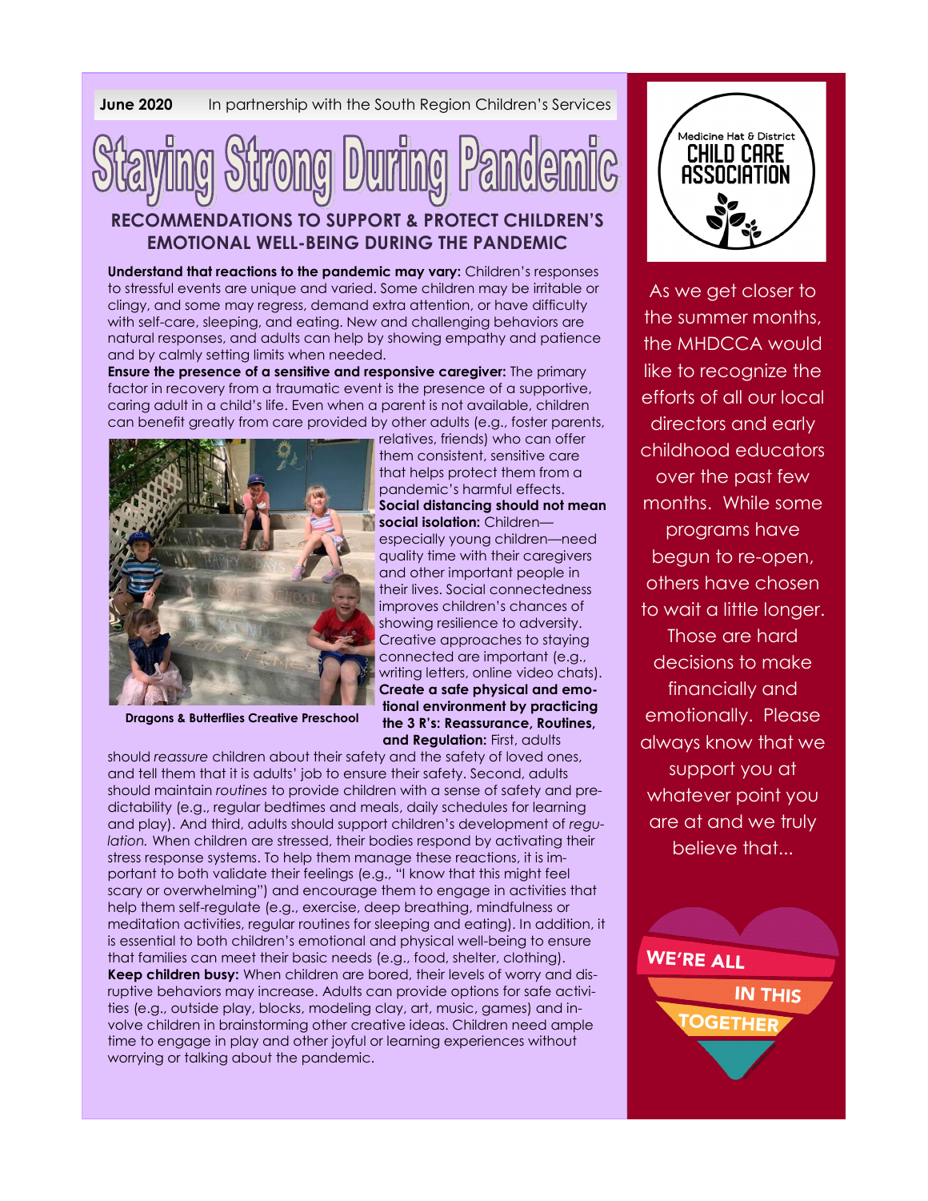**June 2020** In partnership with the South Region Children's Services

# Staying Strong During Pandemic

## RECOMMENDATIONS TO SUPPORT & PROTECT CHILDREN'S EMOTIONAL WELL-BEING DURING THE PANDEMIC

**Understand that reactions to the pandemic may vary:** Children's responses to stressful events are unique and varied. Some children may be irritable or clingy, and some may regress, demand extra attention, or have difficulty with self-care, sleeping, and eating. New and challenging behaviors are natural responses, and adults can help by showing empathy and patience and by calmly setting limits when needed.

**Ensure the presence of a sensitive and responsive caregiver:** The primary factor in recovery from a traumatic event is the presence of a supportive, caring adult in a child's life. Even when a parent is not available, children can benefit greatly from care provided by other adults (e.g., foster parents, relatives, friends) who can offer them consistent, sensitive care that helps protect them from a pandemic's harmful effects.

**Social distancing should not mean social isolation:** Children—especially young children—need quality time with their caregivers and other important people in their lives. Social connectedness improves children's chances of showing resilience to adversity. Creative approaches to staying connected are important (e.g., writing letters, online video chats).

**Dragons & Butterflies Creative Preschool**

**Create a safe physical and emotional environment by practicing the 3 R's: Reassurance, Routines, and Regulation:** First, adults should *reassure* children about their safety and the safety of loved ones, and tell them that it is adults' job to ensure their safety. Second, adults should maintain *routines* to provide children with a sense of safety and predictability (e.g., regular bedtimes and meals, daily schedules for learning and play). And third, adults should support children's development of *regulation.* When children are stressed, their bodies respond by activating their stress response systems. To help them manage these reactions, it is important to both validate their feelings (e.g., "I know that this might feel scary or overwhelming") and encourage them to engage in activities that help them self-regulate (e.g., exercise, deep breathing, mindfulness or meditation activities, regular routines for sleeping and eating). In addition, it is essential to both children's emotional and physical well-being to ensure that families can meet their basic needs (e.g., food, shelter, clothing).

**Keep children busy:** When children are bored, their levels of worry and disruptive behaviors may increase. Adults can provide options for safe activities (e.g., outside play, blocks, modeling clay, art, music, games) and involve children in brainstorming other creative ideas. Children need ample time to engage in play and other joyful or learning experiences without worrying or talking about the pandemic.

Medicine Hat & District CHILD CARE ASSOCIATION

As we get closer to the summer months, the MHDCCA would like to recognize the efforts of all our local directors and early childhood educators over the past few months. While some programs have begun to re-open, others have chosen to wait a little longer. Those are hard decisions to make financially and emotionally. Please always know that we support you at whatever point you are at and we truly believe that...

WE'RE ALL IN THIS TOGETHER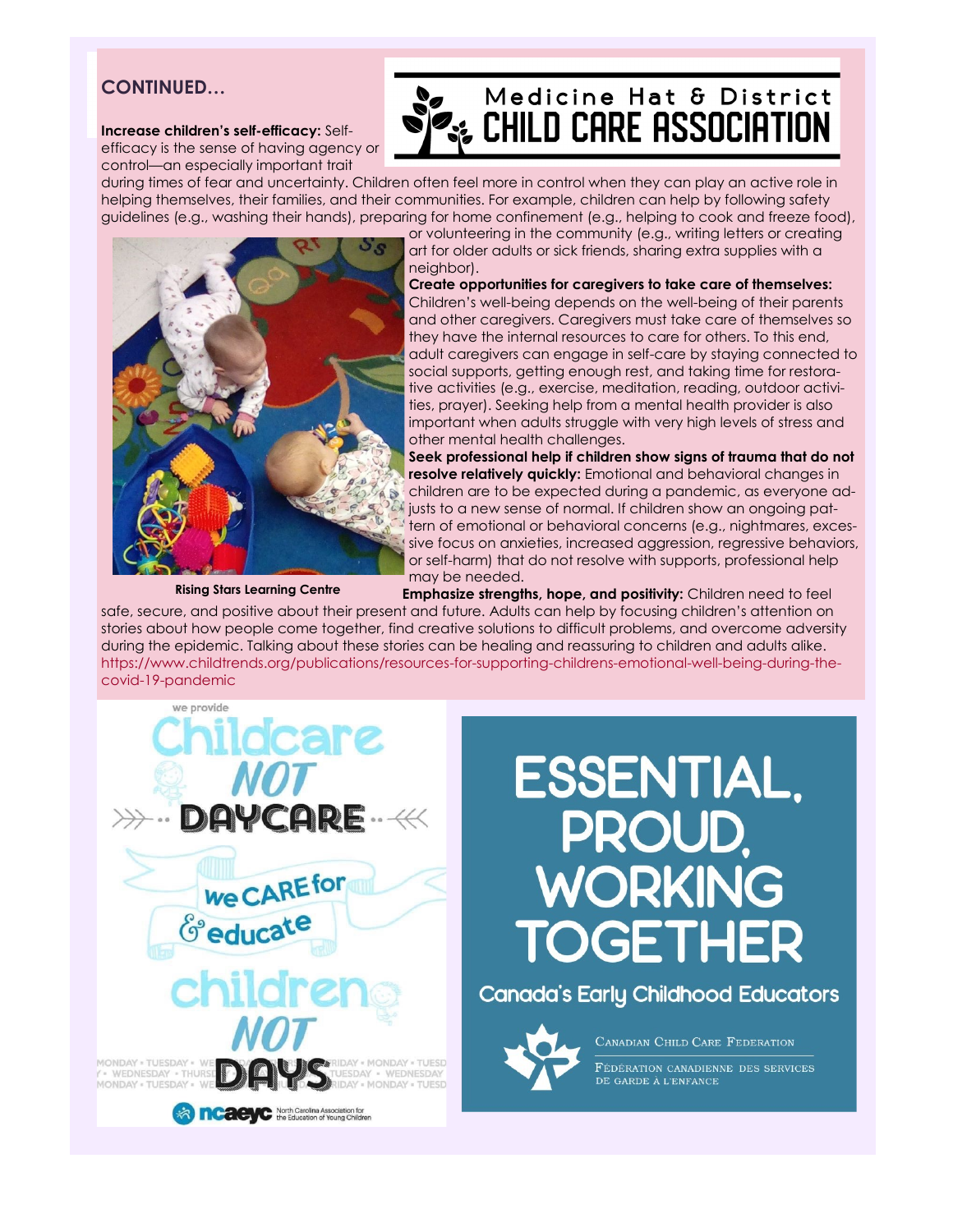**CONTINUED…**

Medicine Hat & District CHILD CARE ASSOCIATION

**Increase children's self-efficacy:** Self-efficacy is the sense of having agency or control—an especially important trait during times of fear and uncertainty. Children often feel more in control when they can play an active role in helping themselves, their families, and their communities. For example, children can help by following safety guidelines (e.g., washing their hands), preparing for home confinement (e.g., helping to cook and freeze food), or volunteering in the community (e.g., writing letters or creating art for older adults or sick friends, sharing extra supplies with a neighbor).

**Create opportunities for caregivers to take care of themselves:** Children's well-being depends on the well-being of their parents and other caregivers. Caregivers must take care of themselves so they have the internal resources to care for others. To this end, adult caregivers can engage in self-care by staying connected to social supports, getting enough rest, and taking time for restorative activities (e.g., exercise, meditation, reading, outdoor activities, prayer). Seeking help from a mental health provider is also important when adults struggle with very high levels of stress and other mental health challenges.

**Seek professional help if children show signs of trauma that do not resolve relatively quickly:** Emotional and behavioral changes in children are to be expected during a pandemic, as everyone adjusts to a new sense of normal. If children show an ongoing pattern of emotional or behavioral concerns (e.g., nightmares, excessive focus on anxieties, increased aggression, regressive behaviors, or self-harm) that do not resolve with supports, professional help may be needed.

Rising Stars Learning Centre

**Emphasize strengths, hope, and positivity:** Children need to feel safe, secure, and positive about their present and future. Adults can help by focusing children's attention on stories about how people come together, find creative solutions to difficult problems, and overcome adversity during the epidemic. Talking about these stories can be healing and reassuring to children and adults alike.

https://www.childtrends.org/publications/resources-for-supporting-childrens-emotional-well-being-during-the-covid-19-pandemic

we provide Childcare NOT DAYCARE

we CARE for & educate children NOT DAYS

ncaeyc North Carolina Association for the Education of Young Children

ESSENTIAL, PROUD, WORKING TOGETHER

Canada's Early Childhood Educators

Canadian Child Care Federation

Fédération canadienne des services de garde à l'enfance